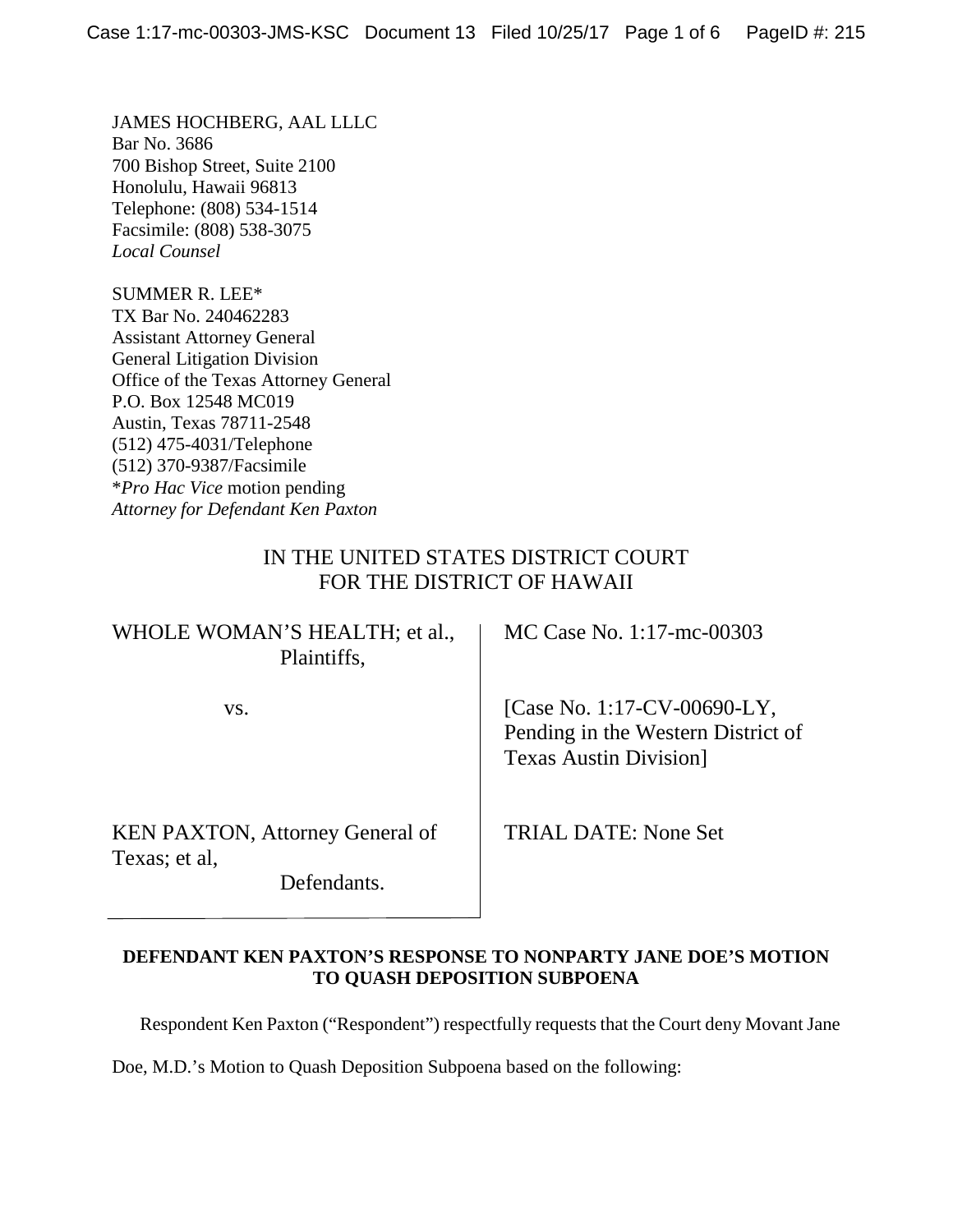JAMES HOCHBERG, AAL LLLC
Bar No. 3686
700 Bishop Street, Suite 2100
Honolulu, Hawaii 96813
Telephone: (808) 534-1514
Facsimile: (808) 538-3075
*Local Counsel*

SUMMER R. LEE*
TX Bar No. 240462283
Assistant Attorney General
General Litigation Division
Office of the Texas Attorney General
P.O. Box 12548 MC019
Austin, Texas 78711-2548
(512) 475-4031/Telephone
(512) 370-9387/Facsimile
**Pro Hac Vice* motion pending
*Attorney for Defendant Ken Paxton*

IN THE UNITED STATES DISTRICT COURT
FOR THE DISTRICT OF HAWAII

| | |
|---|---|
| WHOLE WOMAN'S HEALTH; et al., Plaintiffs, | MC Case No. 1:17-mc-00303 |
| vs. | [Case No. 1:17-CV-00690-LY, Pending in the Western District of Texas Austin Division] |
| KEN PAXTON, Attorney General of Texas; et al, Defendants. | TRIAL DATE: None Set |

**DEFENDANT KEN PAXTON'S RESPONSE TO NONPARTY JANE DOE'S MOTION TO QUASH DEPOSITION SUBPOENA**

Respondent Ken Paxton ("Respondent") respectfully requests that the Court deny Movant Jane Doe, M.D.'s Motion to Quash Deposition Subpoena based on the following: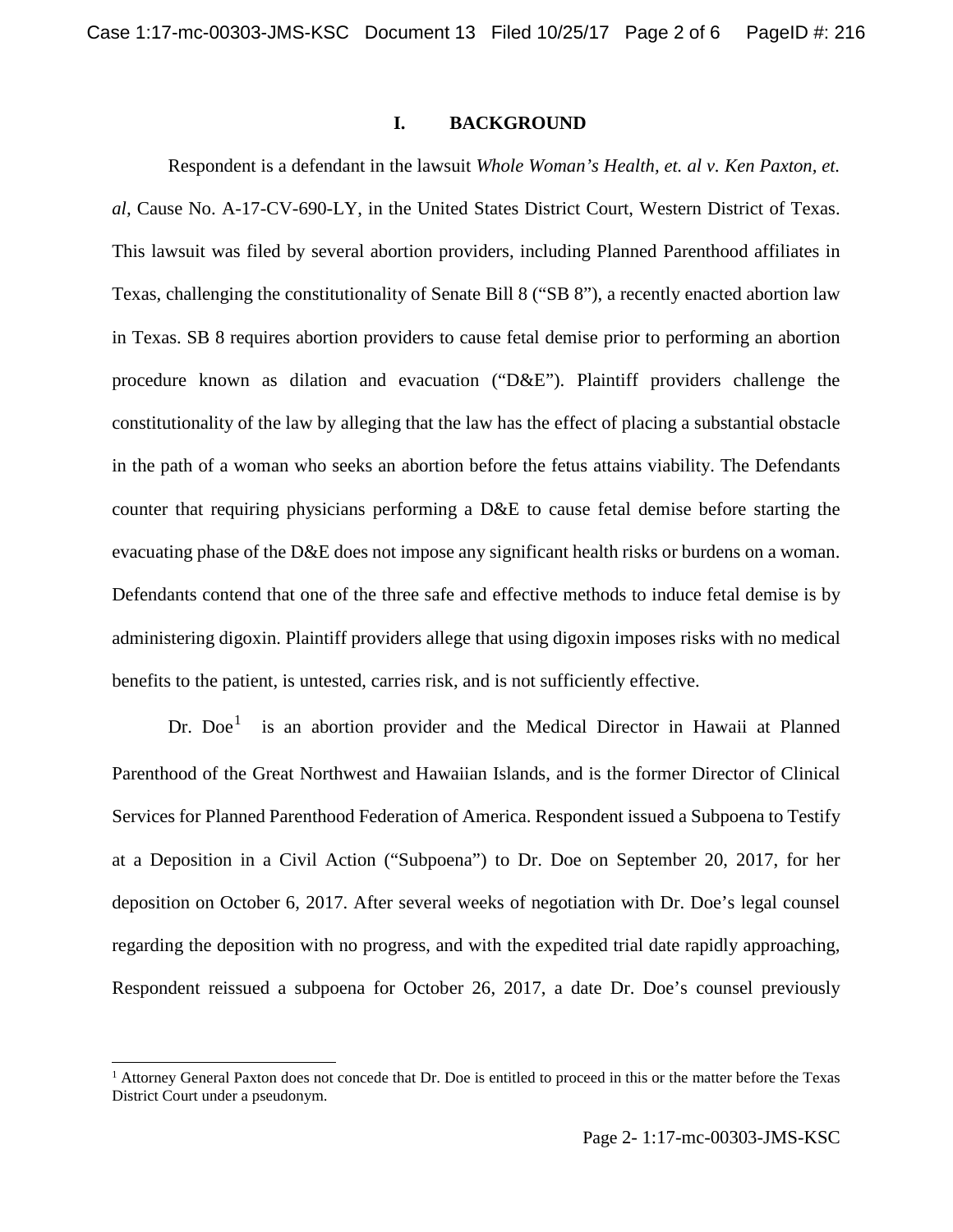## I. BACKGROUND

Respondent is a defendant in the lawsuit *Whole Woman's Health, et. al v. Ken Paxton, et. al*, Cause No. A-17-CV-690-LY, in the United States District Court, Western District of Texas. This lawsuit was filed by several abortion providers, including Planned Parenthood affiliates in Texas, challenging the constitutionality of Senate Bill 8 ("SB 8"), a recently enacted abortion law in Texas. SB 8 requires abortion providers to cause fetal demise prior to performing an abortion procedure known as dilation and evacuation ("D&E"). Plaintiff providers challenge the constitutionality of the law by alleging that the law has the effect of placing a substantial obstacle in the path of a woman who seeks an abortion before the fetus attains viability. The Defendants counter that requiring physicians performing a D&E to cause fetal demise before starting the evacuating phase of the D&E does not impose any significant health risks or burdens on a woman. Defendants contend that one of the three safe and effective methods to induce fetal demise is by administering digoxin. Plaintiff providers allege that using digoxin imposes risks with no medical benefits to the patient, is untested, carries risk, and is not sufficiently effective.

Dr. Doe[1] is an abortion provider and the Medical Director in Hawaii at Planned Parenthood of the Great Northwest and Hawaiian Islands, and is the former Director of Clinical Services for Planned Parenthood Federation of America. Respondent issued a Subpoena to Testify at a Deposition in a Civil Action ("Subpoena") to Dr. Doe on September 20, 2017, for her deposition on October 6, 2017. After several weeks of negotiation with Dr. Doe's legal counsel regarding the deposition with no progress, and with the expedited trial date rapidly approaching, Respondent reissued a subpoena for October 26, 2017, a date Dr. Doe's counsel previously

[1] Attorney General Paxton does not concede that Dr. Doe is entitled to proceed in this or the matter before the Texas District Court under a pseudonym.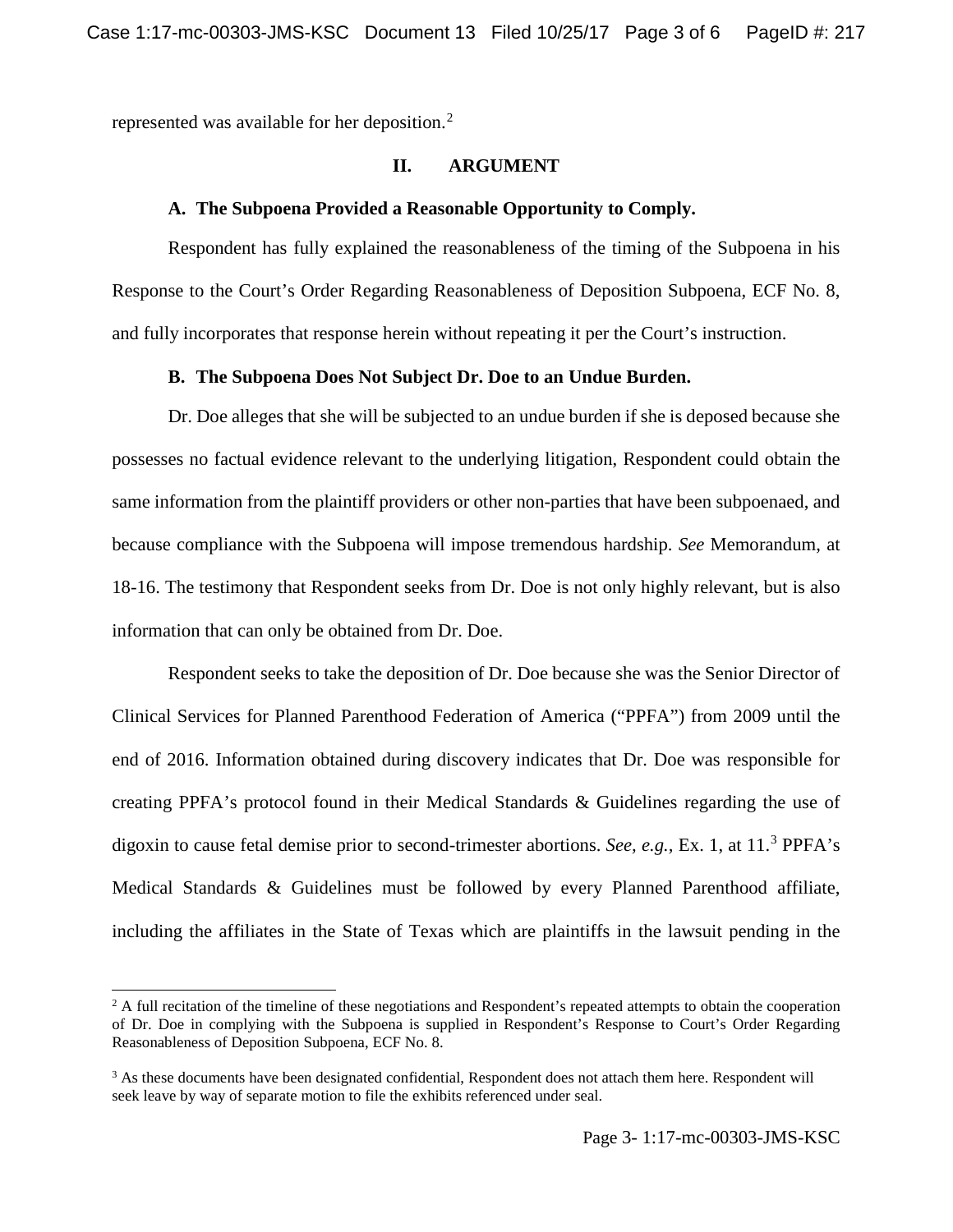represented was available for her deposition.[2]

## II. ARGUMENT

### A. The Subpoena Provided a Reasonable Opportunity to Comply.

Respondent has fully explained the reasonableness of the timing of the Subpoena in his Response to the Court's Order Regarding Reasonableness of Deposition Subpoena, ECF No. 8, and fully incorporates that response herein without repeating it per the Court's instruction.

### B. The Subpoena Does Not Subject Dr. Doe to an Undue Burden.

Dr. Doe alleges that she will be subjected to an undue burden if she is deposed because she possesses no factual evidence relevant to the underlying litigation, Respondent could obtain the same information from the plaintiff providers or other non-parties that have been subpoenaed, and because compliance with the Subpoena will impose tremendous hardship. *See* Memorandum, at 18-16. The testimony that Respondent seeks from Dr. Doe is not only highly relevant, but is also information that can only be obtained from Dr. Doe.

Respondent seeks to take the deposition of Dr. Doe because she was the Senior Director of Clinical Services for Planned Parenthood Federation of America ("PPFA") from 2009 until the end of 2016. Information obtained during discovery indicates that Dr. Doe was responsible for creating PPFA's protocol found in their Medical Standards & Guidelines regarding the use of digoxin to cause fetal demise prior to second-trimester abortions. *See, e.g.*, Ex. 1, at 11.[3] PPFA's Medical Standards & Guidelines must be followed by every Planned Parenthood affiliate, including the affiliates in the State of Texas which are plaintiffs in the lawsuit pending in the

---

[2] A full recitation of the timeline of these negotiations and Respondent's repeated attempts to obtain the cooperation of Dr. Doe in complying with the Subpoena is supplied in Respondent's Response to Court's Order Regarding Reasonableness of Deposition Subpoena, ECF No. 8.

[3] As these documents have been designated confidential, Respondent does not attach them here. Respondent will seek leave by way of separate motion to file the exhibits referenced under seal.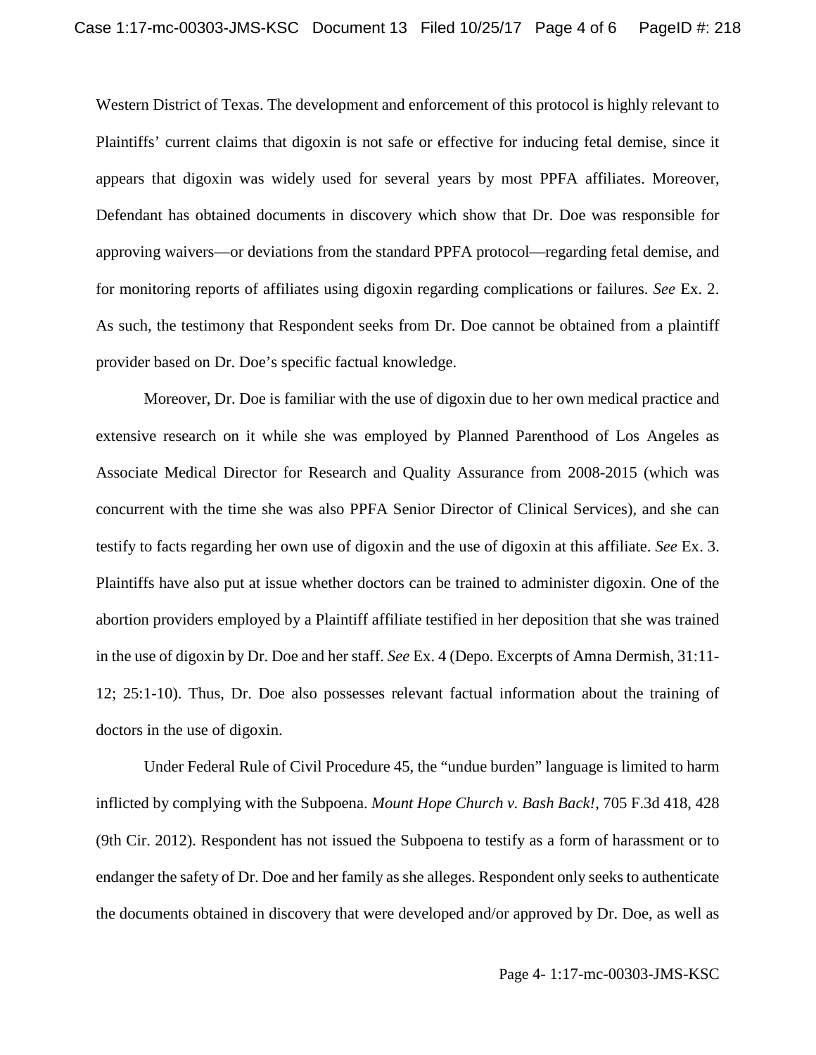Western District of Texas. The development and enforcement of this protocol is highly relevant to Plaintiffs' current claims that digoxin is not safe or effective for inducing fetal demise, since it appears that digoxin was widely used for several years by most PPFA affiliates. Moreover, Defendant has obtained documents in discovery which show that Dr. Doe was responsible for approving waivers—or deviations from the standard PPFA protocol—regarding fetal demise, and for monitoring reports of affiliates using digoxin regarding complications or failures. *See* Ex. 2. As such, the testimony that Respondent seeks from Dr. Doe cannot be obtained from a plaintiff provider based on Dr. Doe's specific factual knowledge.

Moreover, Dr. Doe is familiar with the use of digoxin due to her own medical practice and extensive research on it while she was employed by Planned Parenthood of Los Angeles as Associate Medical Director for Research and Quality Assurance from 2008-2015 (which was concurrent with the time she was also PPFA Senior Director of Clinical Services), and she can testify to facts regarding her own use of digoxin and the use of digoxin at this affiliate. *See* Ex. 3. Plaintiffs have also put at issue whether doctors can be trained to administer digoxin. One of the abortion providers employed by a Plaintiff affiliate testified in her deposition that she was trained in the use of digoxin by Dr. Doe and her staff. *See* Ex. 4 (Depo. Excerpts of Amna Dermish, 31:11-12; 25:1-10). Thus, Dr. Doe also possesses relevant factual information about the training of doctors in the use of digoxin.

Under Federal Rule of Civil Procedure 45, the "undue burden" language is limited to harm inflicted by complying with the Subpoena. *Mount Hope Church v. Bash Back!*, 705 F.3d 418, 428 (9th Cir. 2012). Respondent has not issued the Subpoena to testify as a form of harassment or to endanger the safety of Dr. Doe and her family as she alleges. Respondent only seeks to authenticate the documents obtained in discovery that were developed and/or approved by Dr. Doe, as well as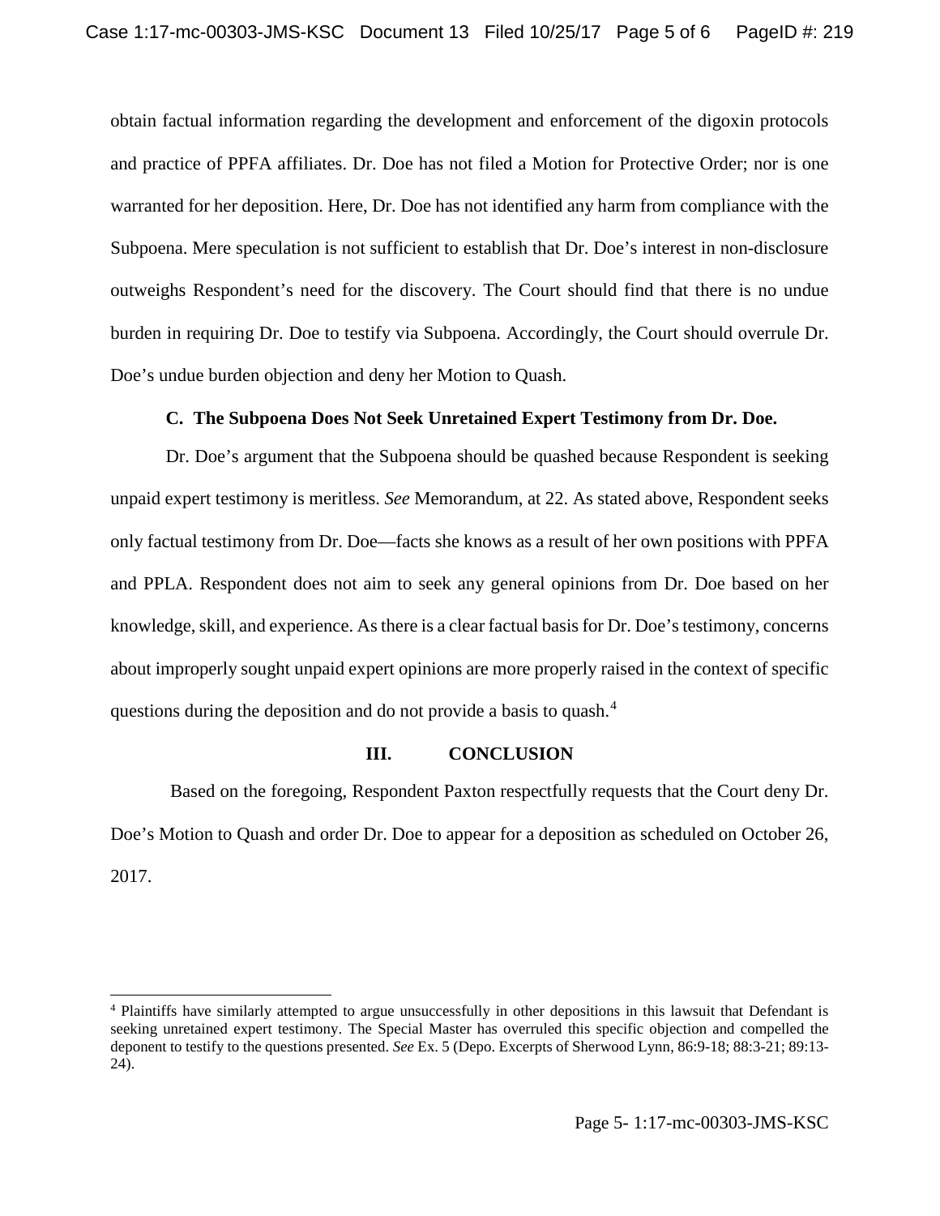obtain factual information regarding the development and enforcement of the digoxin protocols and practice of PPFA affiliates. Dr. Doe has not filed a Motion for Protective Order; nor is one warranted for her deposition. Here, Dr. Doe has not identified any harm from compliance with the Subpoena. Mere speculation is not sufficient to establish that Dr. Doe's interest in non-disclosure outweighs Respondent's need for the discovery. The Court should find that there is no undue burden in requiring Dr. Doe to testify via Subpoena. Accordingly, the Court should overrule Dr. Doe's undue burden objection and deny her Motion to Quash.

### C. The Subpoena Does Not Seek Unretained Expert Testimony from Dr. Doe.

Dr. Doe's argument that the Subpoena should be quashed because Respondent is seeking unpaid expert testimony is meritless. *See* Memorandum, at 22. As stated above, Respondent seeks only factual testimony from Dr. Doe—facts she knows as a result of her own positions with PPFA and PPLA. Respondent does not aim to seek any general opinions from Dr. Doe based on her knowledge, skill, and experience. As there is a clear factual basis for Dr. Doe's testimony, concerns about improperly sought unpaid expert opinions are more properly raised in the context of specific questions during the deposition and do not provide a basis to quash.[4]

## III. CONCLUSION

Based on the foregoing, Respondent Paxton respectfully requests that the Court deny Dr. Doe's Motion to Quash and order Dr. Doe to appear for a deposition as scheduled on October 26, 2017.

---

[4] Plaintiffs have similarly attempted to argue unsuccessfully in other depositions in this lawsuit that Defendant is seeking unretained expert testimony. The Special Master has overruled this specific objection and compelled the deponent to testify to the questions presented. *See* Ex. 5 (Depo. Excerpts of Sherwood Lynn, 86:9-18; 88:3-21; 89:13-24).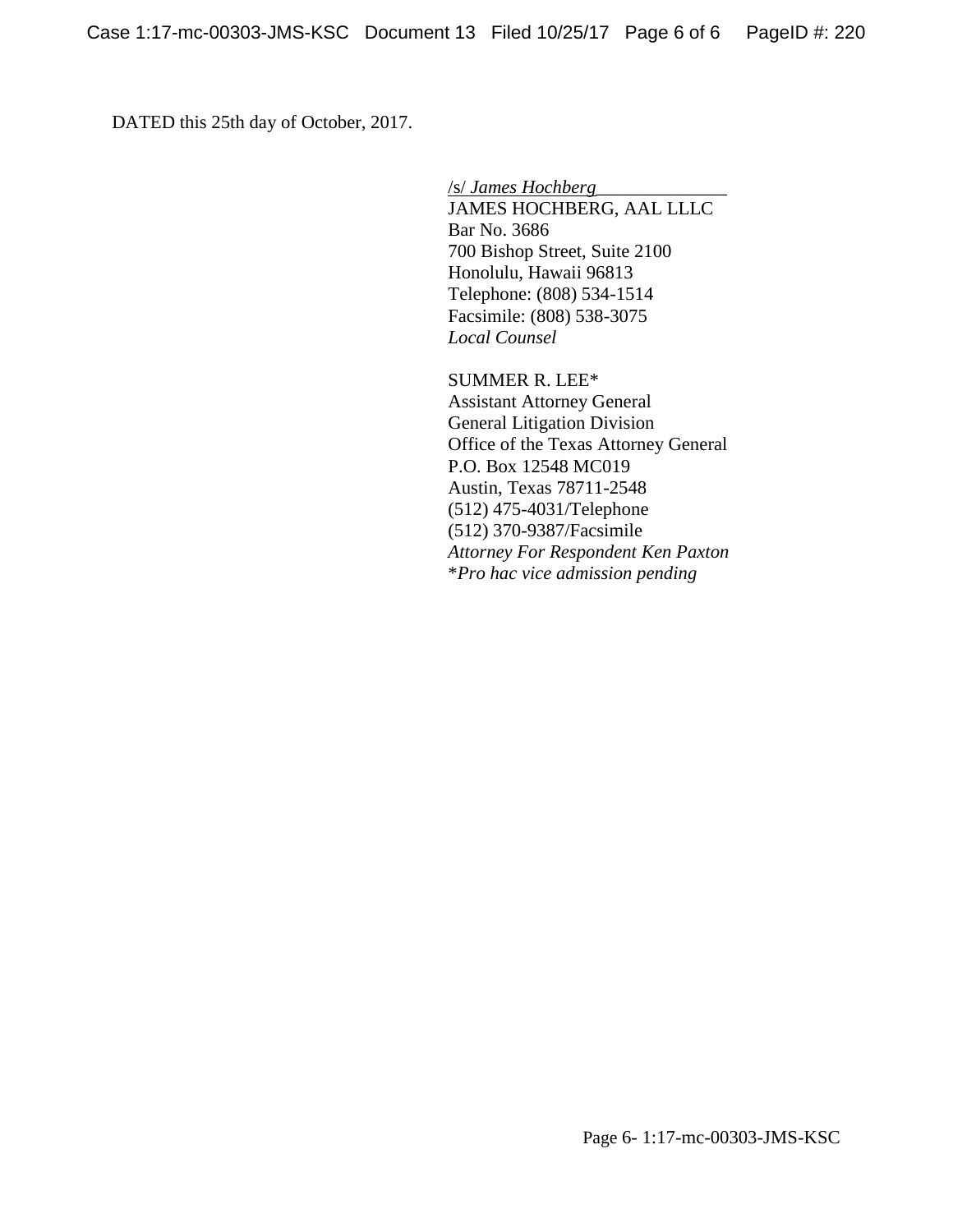DATED this 25th day of October, 2017.

/s/ *James Hochberg*
JAMES HOCHBERG, AAL LLLC
Bar No. 3686
700 Bishop Street, Suite 2100
Honolulu, Hawaii 96813
Telephone: (808) 534-1514
Facsimile: (808) 538-3075
*Local Counsel*

SUMMER R. LEE*
Assistant Attorney General
General Litigation Division
Office of the Texas Attorney General
P.O. Box 12548 MC019
Austin, Texas 78711-2548
(512) 475-4031/Telephone
(512) 370-9387/Facsimile
*Attorney For Respondent Ken Paxton*
**Pro hac vice admission pending*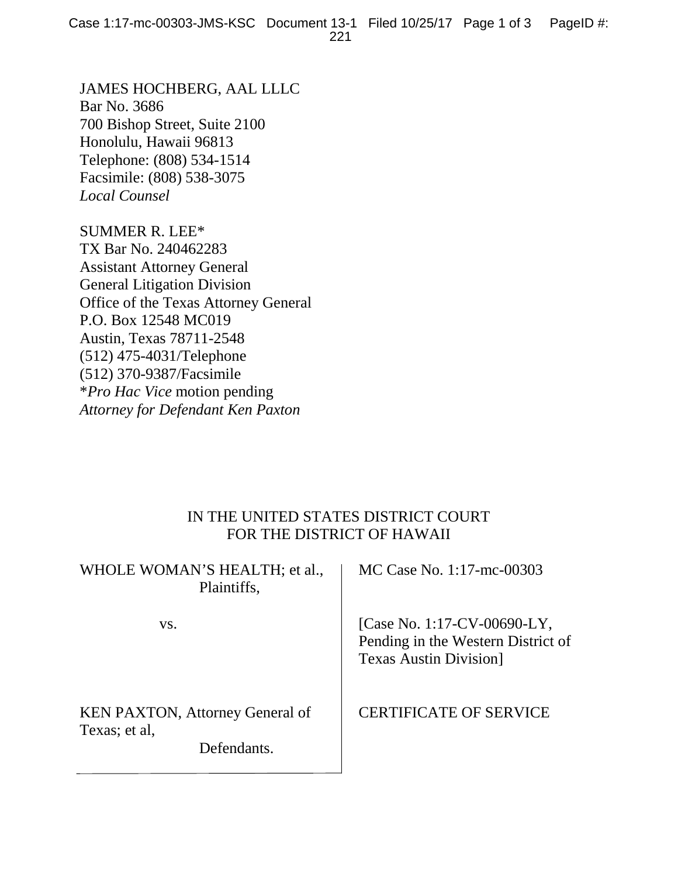JAMES HOCHBERG, AAL LLLC
Bar No. 3686
700 Bishop Street, Suite 2100
Honolulu, Hawaii 96813
Telephone: (808) 534-1514
Facsimile: (808) 538-3075
*Local Counsel*

SUMMER R. LEE*
TX Bar No. 240462283
Assistant Attorney General
General Litigation Division
Office of the Texas Attorney General
P.O. Box 12548 MC019
Austin, Texas 78711-2548
(512) 475-4031/Telephone
(512) 370-9387/Facsimile
**Pro Hac Vice* motion pending
*Attorney for Defendant Ken Paxton*

IN THE UNITED STATES DISTRICT COURT
FOR THE DISTRICT OF HAWAII

| | |
|---|---|
| WHOLE WOMAN'S HEALTH; et al., Plaintiffs, | MC Case No. 1:17-mc-00303 |
| vs. | [Case No. 1:17-CV-00690-LY, Pending in the Western District of Texas Austin Division] |
| KEN PAXTON, Attorney General of Texas; et al, Defendants. | CERTIFICATE OF SERVICE |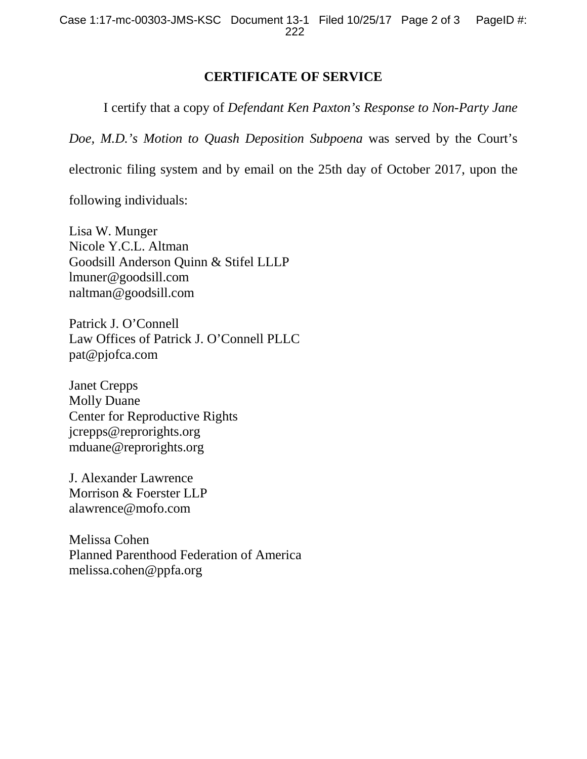# CERTIFICATE OF SERVICE

I certify that a copy of *Defendant Ken Paxton's Response to Non-Party Jane Doe, M.D.'s Motion to Quash Deposition Subpoena* was served by the Court's electronic filing system and by email on the 25th day of October 2017, upon the following individuals:

Lisa W. Munger
Nicole Y.C.L. Altman
Goodsill Anderson Quinn & Stifel LLLP
lmuner@goodsill.com
naltman@goodsill.com

Patrick J. O'Connell
Law Offices of Patrick J. O'Connell PLLC
pat@pjofca.com

Janet Crepps
Molly Duane
Center for Reproductive Rights
jcrepps@reprorights.org
mduane@reprorights.org

J. Alexander Lawrence
Morrison & Foerster LLP
alawrence@mofo.com

Melissa Cohen
Planned Parenthood Federation of America
melissa.cohen@ppfa.org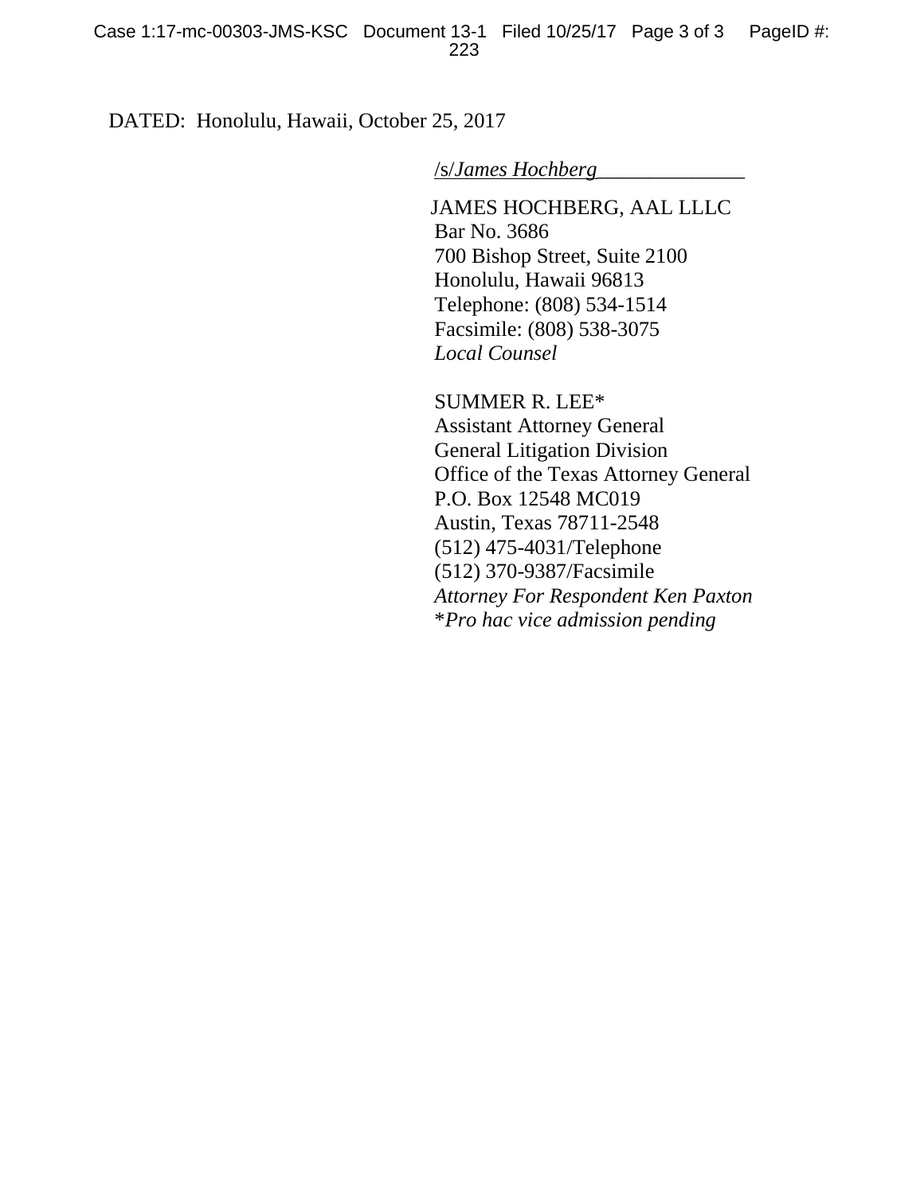DATED: Honolulu, Hawaii, October 25, 2017

/s/*James Hochberg*\_\_\_\_\_\_\_\_\_\_\_\_\_\_

JAMES HOCHBERG, AAL LLLC
Bar No. 3686
700 Bishop Street, Suite 2100
Honolulu, Hawaii 96813
Telephone: (808) 534-1514
Facsimile: (808) 538-3075
*Local Counsel*

SUMMER R. LEE*
Assistant Attorney General
General Litigation Division
Office of the Texas Attorney General
P.O. Box 12548 MC019
Austin, Texas 78711-2548
(512) 475-4031/Telephone
(512) 370-9387/Facsimile
*Attorney For Respondent Ken Paxton*
**Pro hac vice admission pending*